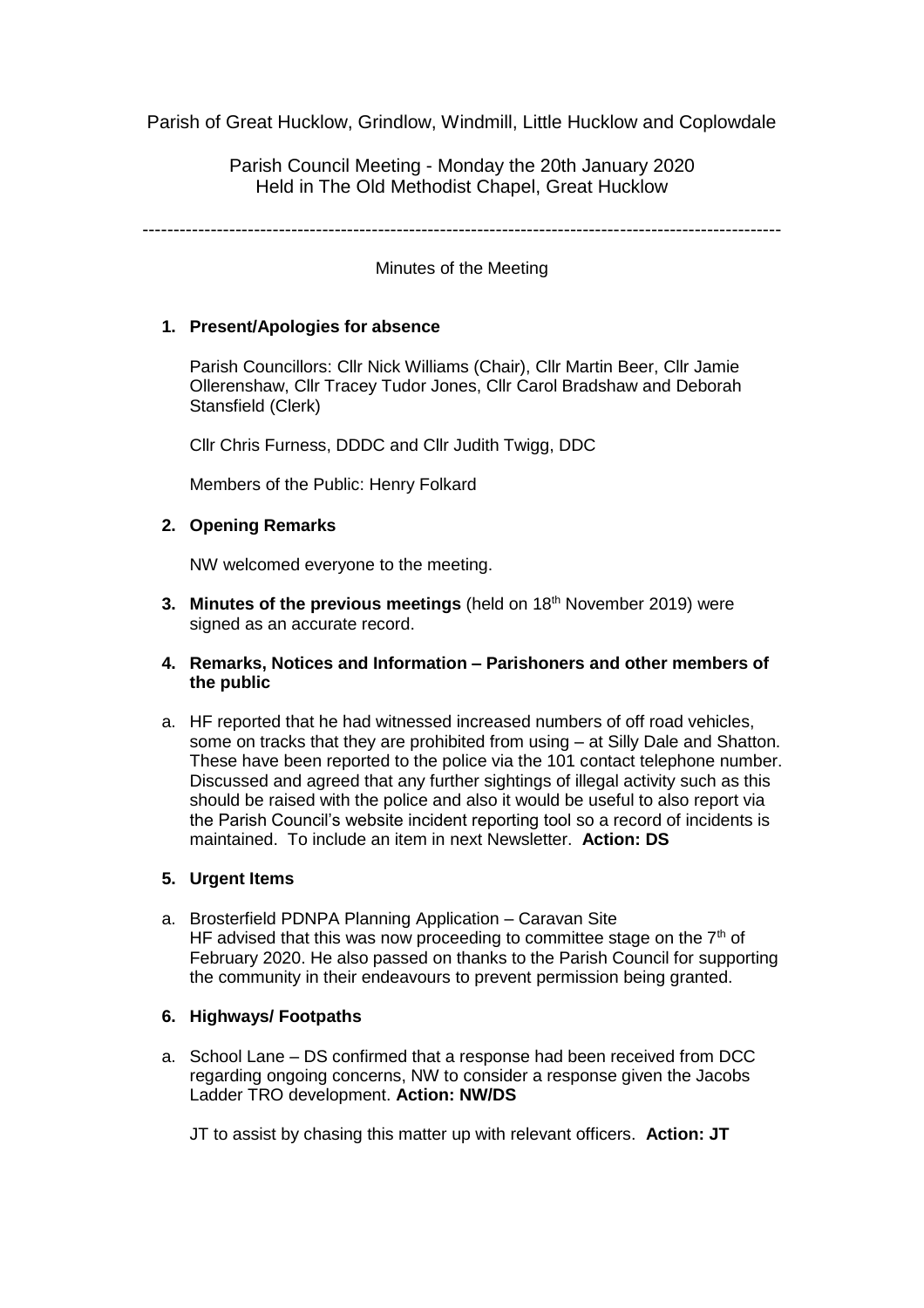Parish of Great Hucklow, Grindlow, Windmill, Little Hucklow and Coplowdale

Parish Council Meeting - Monday the 20th January 2020
Held in The Old Methodist Chapel, Great Hucklow

---

Minutes of the Meeting

1. **Present/Apologies for absence**

   Parish Councillors: Cllr Nick Williams (Chair), Cllr Martin Beer, Cllr Jamie Ollerenshaw, Cllr Tracey Tudor Jones, Cllr Carol Bradshaw and Deborah Stansfield (Clerk)

   Cllr Chris Furness, DDDC and Cllr Judith Twigg, DDC

   Members of the Public: Henry Folkard

2. **Opening Remarks**

   NW welcomed everyone to the meeting.

3. **Minutes of the previous meetings** (held on 18th November 2019) were signed as an accurate record.

4. **Remarks, Notices and Information – Parishoners and other members of the public**

   a. HF reported that he had witnessed increased numbers of off road vehicles, some on tracks that they are prohibited from using – at Silly Dale and Shatton. These have been reported to the police via the 101 contact telephone number. Discussed and agreed that any further sightings of illegal activity such as this should be raised with the police and also it would be useful to also report via the Parish Council's website incident reporting tool so a record of incidents is maintained. To include an item in next Newsletter. **Action: DS**

5. **Urgent Items**

   a. Brosterfield PDNPA Planning Application – Caravan Site
   HF advised that this was now proceeding to committee stage on the 7th of February 2020. He also passed on thanks to the Parish Council for supporting the community in their endeavours to prevent permission being granted.

6. **Highways/ Footpaths**

   a. School Lane – DS confirmed that a response had been received from DCC regarding ongoing concerns, NW to consider a response given the Jacobs Ladder TRO development. **Action: NW/DS**

   JT to assist by chasing this matter up with relevant officers. **Action: JT**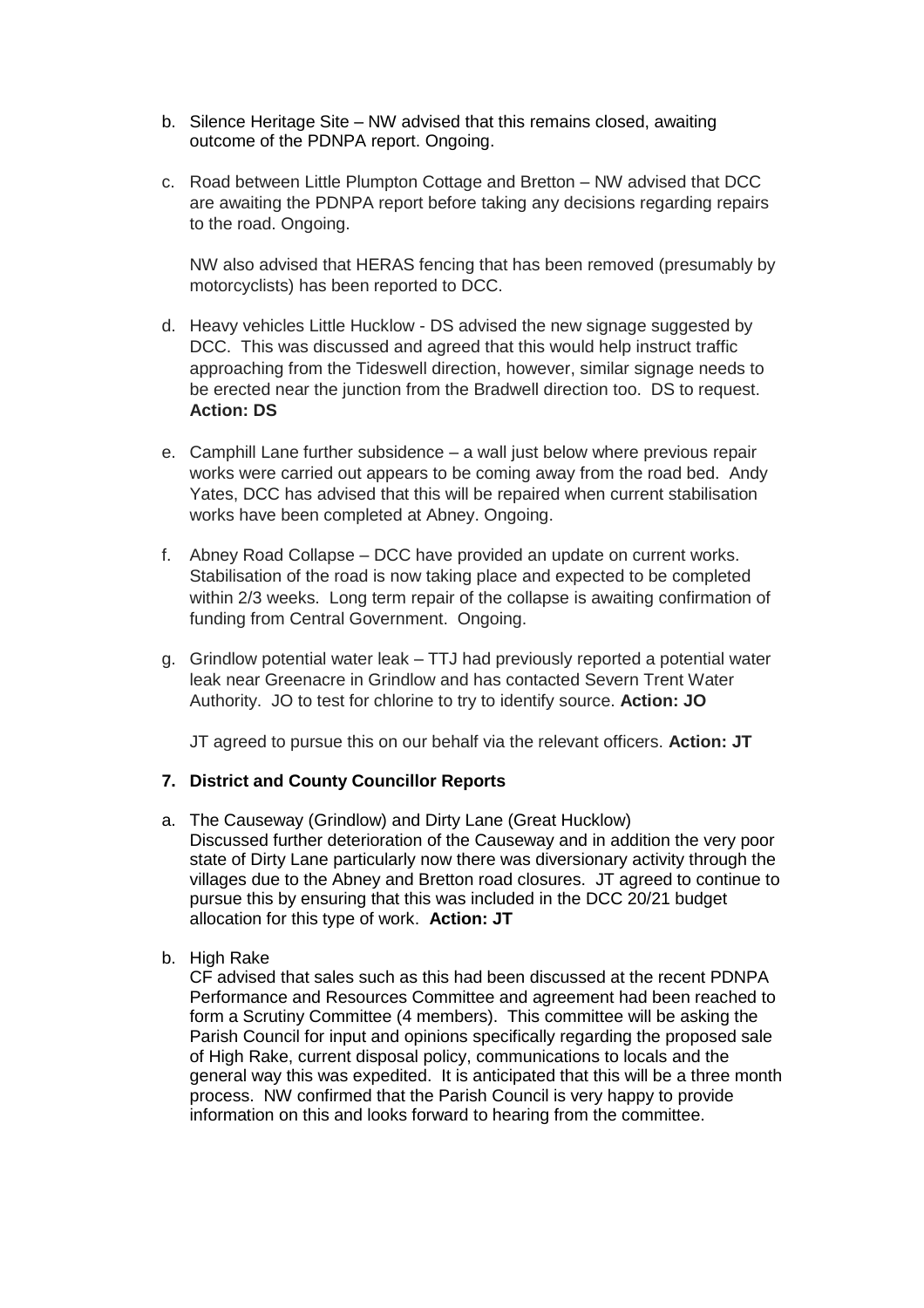b. Silence Heritage Site – NW advised that this remains closed, awaiting outcome of the PDNPA report. Ongoing.

c. Road between Little Plumpton Cottage and Bretton – NW advised that DCC are awaiting the PDNPA report before taking any decisions regarding repairs to the road. Ongoing.

   NW also advised that HERAS fencing that has been removed (presumably by motorcyclists) has been reported to DCC.

d. Heavy vehicles Little Hucklow - DS advised the new signage suggested by DCC. This was discussed and agreed that this would help instruct traffic approaching from the Tideswell direction, however, similar signage needs to be erected near the junction from the Bradwell direction too. DS to request. **Action: DS**

e. Camphill Lane further subsidence – a wall just below where previous repair works were carried out appears to be coming away from the road bed. Andy Yates, DCC has advised that this will be repaired when current stabilisation works have been completed at Abney. Ongoing.

f. Abney Road Collapse – DCC have provided an update on current works. Stabilisation of the road is now taking place and expected to be completed within 2/3 weeks. Long term repair of the collapse is awaiting confirmation of funding from Central Government. Ongoing.

g. Grindlow potential water leak – TTJ had previously reported a potential water leak near Greenacre in Grindlow and has contacted Severn Trent Water Authority. JO to test for chlorine to try to identify source. **Action: JO**

   JT agreed to pursue this on our behalf via the relevant officers. **Action: JT**

## 7. District and County Councillor Reports

a. The Causeway (Grindlow) and Dirty Lane (Great Hucklow)
   Discussed further deterioration of the Causeway and in addition the very poor state of Dirty Lane particularly now there was diversionary activity through the villages due to the Abney and Bretton road closures. JT agreed to continue to pursue this by ensuring that this was included in the DCC 20/21 budget allocation for this type of work. **Action: JT**

b. High Rake
   CF advised that sales such as this had been discussed at the recent PDNPA Performance and Resources Committee and agreement had been reached to form a Scrutiny Committee (4 members). This committee will be asking the Parish Council for input and opinions specifically regarding the proposed sale of High Rake, current disposal policy, communications to locals and the general way this was expedited. It is anticipated that this will be a three month process. NW confirmed that the Parish Council is very happy to provide information on this and looks forward to hearing from the committee.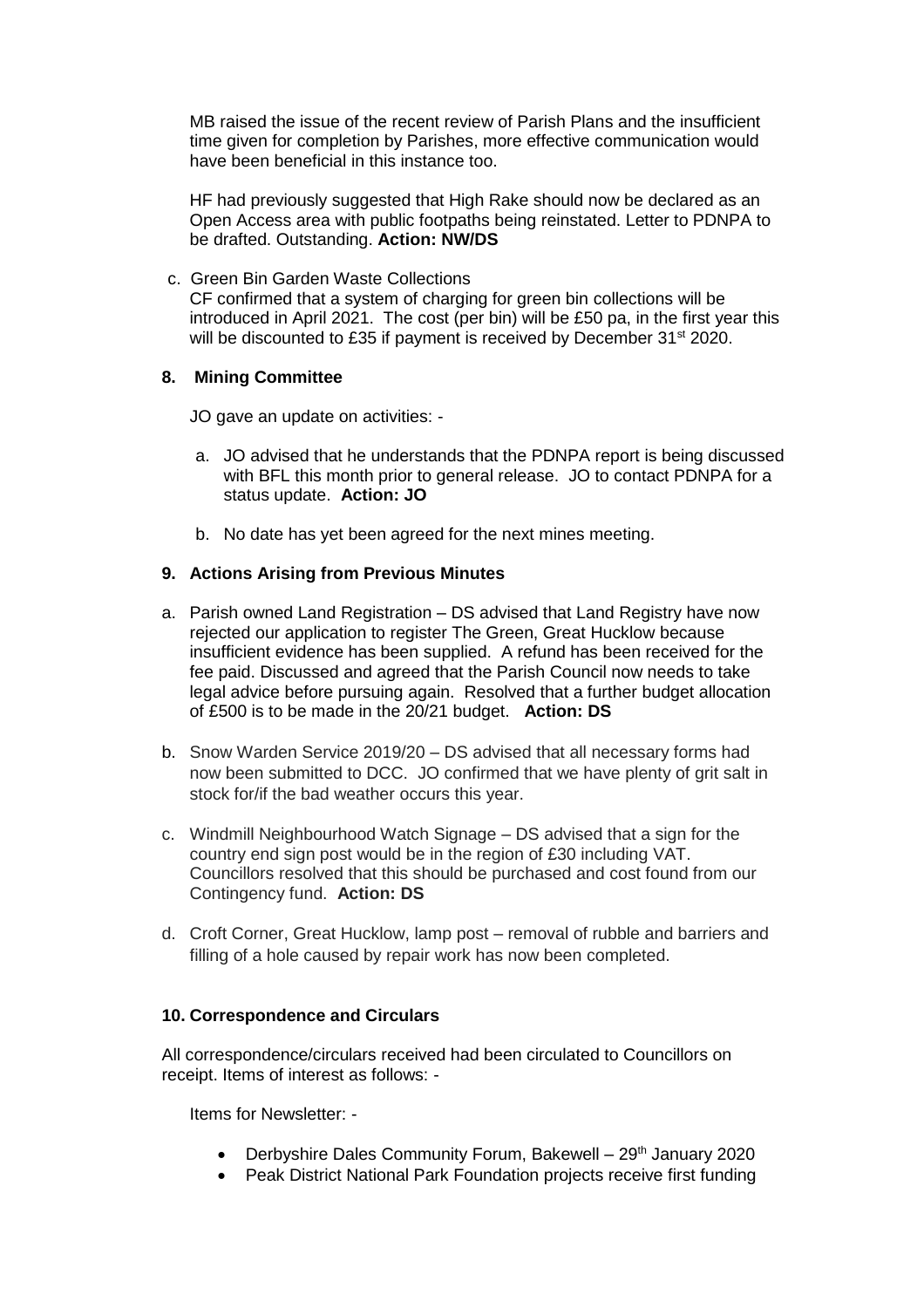MB raised the issue of the recent review of Parish Plans and the insufficient time given for completion by Parishes, more effective communication would have been beneficial in this instance too.

HF had previously suggested that High Rake should now be declared as an Open Access area with public footpaths being reinstated. Letter to PDNPA to be drafted. Outstanding. **Action: NW/DS**

c. Green Bin Garden Waste Collections
   CF confirmed that a system of charging for green bin collections will be introduced in April 2021. The cost (per bin) will be £50 pa, in the first year this will be discounted to £35 if payment is received by December 31st 2020.

## 8. Mining Committee

JO gave an update on activities: -

a. JO advised that he understands that the PDNPA report is being discussed with BFL this month prior to general release. JO to contact PDNPA for a status update. **Action: JO**

b. No date has yet been agreed for the next mines meeting.

## 9. Actions Arising from Previous Minutes

a. Parish owned Land Registration – DS advised that Land Registry have now rejected our application to register The Green, Great Hucklow because insufficient evidence has been supplied. A refund has been received for the fee paid. Discussed and agreed that the Parish Council now needs to take legal advice before pursuing again. Resolved that a further budget allocation of £500 is to be made in the 20/21 budget. **Action: DS**

b. Snow Warden Service 2019/20 – DS advised that all necessary forms had now been submitted to DCC. JO confirmed that we have plenty of grit salt in stock for/if the bad weather occurs this year.

c. Windmill Neighbourhood Watch Signage – DS advised that a sign for the country end sign post would be in the region of £30 including VAT. Councillors resolved that this should be purchased and cost found from our Contingency fund. **Action: DS**

d. Croft Corner, Great Hucklow, lamp post – removal of rubble and barriers and filling of a hole caused by repair work has now been completed.

## 10. Correspondence and Circulars

All correspondence/circulars received had been circulated to Councillors on receipt. Items of interest as follows: -

Items for Newsletter: -

- Derbyshire Dales Community Forum, Bakewell – 29th January 2020
- Peak District National Park Foundation projects receive first funding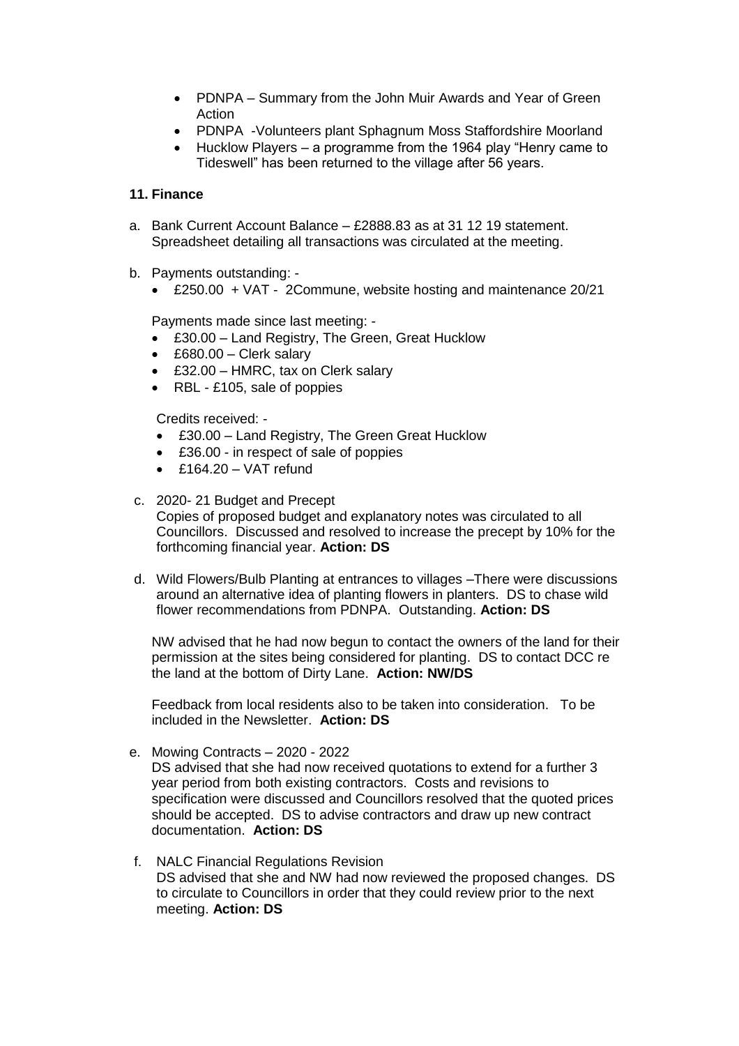- PDNPA – Summary from the John Muir Awards and Year of Green Action
- PDNPA -Volunteers plant Sphagnum Moss Staffordshire Moorland
- Hucklow Players – a programme from the 1964 play "Henry came to Tideswell" has been returned to the village after 56 years.

**11. Finance**

a. Bank Current Account Balance – £2888.83 as at 31 12 19 statement. Spreadsheet detailing all transactions was circulated at the meeting.

b. Payments outstanding: -

   - £250.00 + VAT - 2Commune, website hosting and maintenance 20/21

   Payments made since last meeting: -

   - £30.00 – Land Registry, The Green, Great Hucklow
   - £680.00 – Clerk salary
   - £32.00 – HMRC, tax on Clerk salary
   - RBL - £105, sale of poppies

   Credits received: -

   - £30.00 – Land Registry, The Green Great Hucklow
   - £36.00 - in respect of sale of poppies
   - £164.20 – VAT refund

c. 2020- 21 Budget and Precept
   Copies of proposed budget and explanatory notes was circulated to all Councillors. Discussed and resolved to increase the precept by 10% for the forthcoming financial year. **Action: DS**

d. Wild Flowers/Bulb Planting at entrances to villages –There were discussions around an alternative idea of planting flowers in planters. DS to chase wild flower recommendations from PDNPA. Outstanding. **Action: DS**

   NW advised that he had now begun to contact the owners of the land for their permission at the sites being considered for planting. DS to contact DCC re the land at the bottom of Dirty Lane. **Action: NW/DS**

   Feedback from local residents also to be taken into consideration. To be included in the Newsletter. **Action: DS**

e. Mowing Contracts – 2020 - 2022
   DS advised that she had now received quotations to extend for a further 3 year period from both existing contractors. Costs and revisions to specification were discussed and Councillors resolved that the quoted prices should be accepted. DS to advise contractors and draw up new contract documentation. **Action: DS**

f. NALC Financial Regulations Revision
   DS advised that she and NW had now reviewed the proposed changes. DS to circulate to Councillors in order that they could review prior to the next meeting. **Action: DS**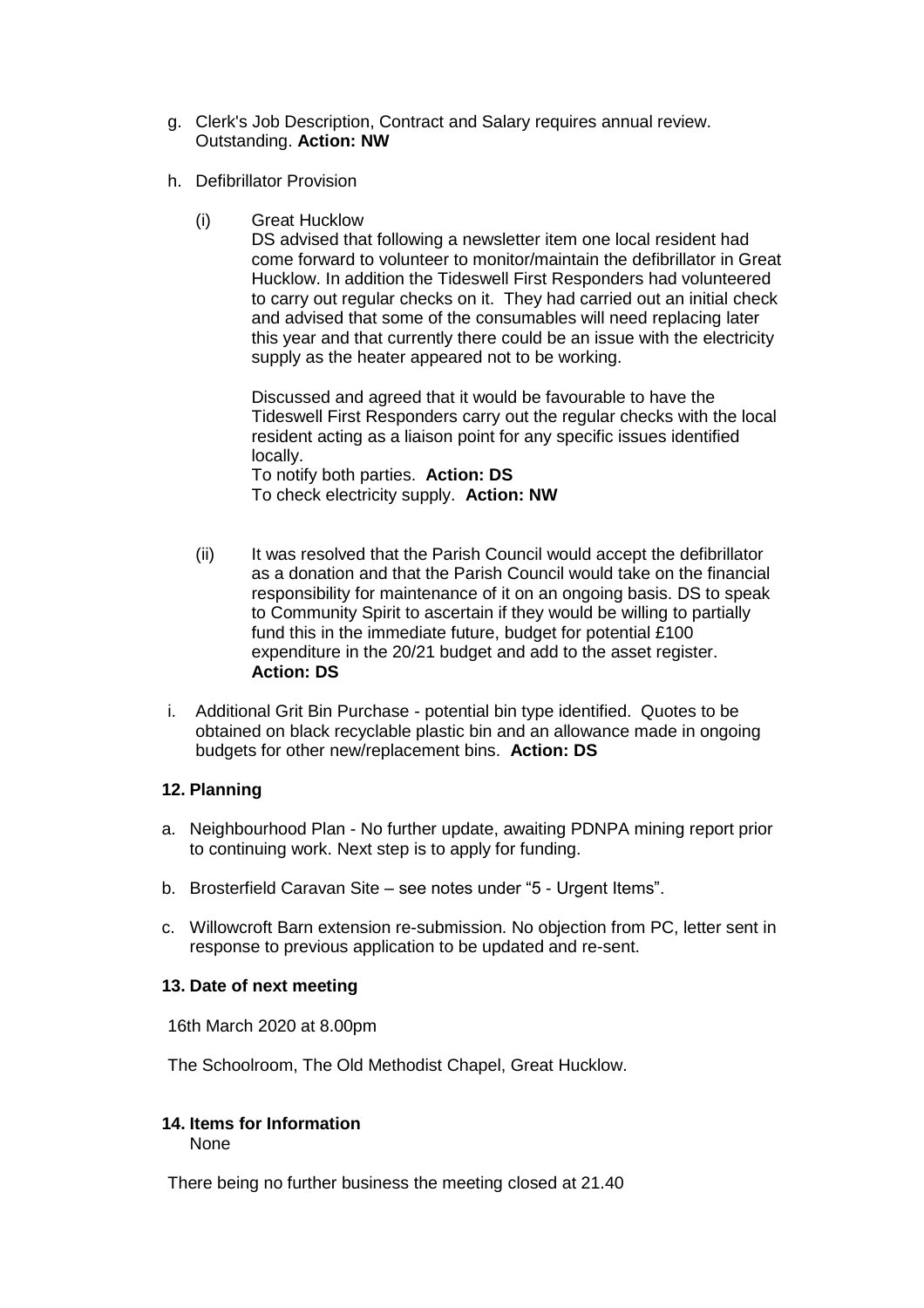g. Clerk's Job Description, Contract and Salary requires annual review. Outstanding. **Action: NW**

h. Defibrillator Provision

   (i) Great Hucklow
   DS advised that following a newsletter item one local resident had come forward to volunteer to monitor/maintain the defibrillator in Great Hucklow. In addition the Tideswell First Responders had volunteered to carry out regular checks on it. They had carried out an initial check and advised that some of the consumables will need replacing later this year and that currently there could be an issue with the electricity supply as the heater appeared not to be working.

   Discussed and agreed that it would be favourable to have the Tideswell First Responders carry out the regular checks with the local resident acting as a liaison point for any specific issues identified locally.
   To notify both parties. **Action: DS**
   To check electricity supply. **Action: NW**

   (ii) It was resolved that the Parish Council would accept the defibrillator as a donation and that the Parish Council would take on the financial responsibility for maintenance of it on an ongoing basis. DS to speak to Community Spirit to ascertain if they would be willing to partially fund this in the immediate future, budget for potential £100 expenditure in the 20/21 budget and add to the asset register. **Action: DS**

i. Additional Grit Bin Purchase - potential bin type identified. Quotes to be obtained on black recyclable plastic bin and an allowance made in ongoing budgets for other new/replacement bins. **Action: DS**

## 12. Planning

a. Neighbourhood Plan - No further update, awaiting PDNPA mining report prior to continuing work. Next step is to apply for funding.

b. Brosterfield Caravan Site – see notes under "5 - Urgent Items".

c. Willowcroft Barn extension re-submission. No objection from PC, letter sent in response to previous application to be updated and re-sent.

## 13. Date of next meeting

16th March 2020 at 8.00pm

The Schoolroom, The Old Methodist Chapel, Great Hucklow.

## 14. Items for Information

None

There being no further business the meeting closed at 21.40